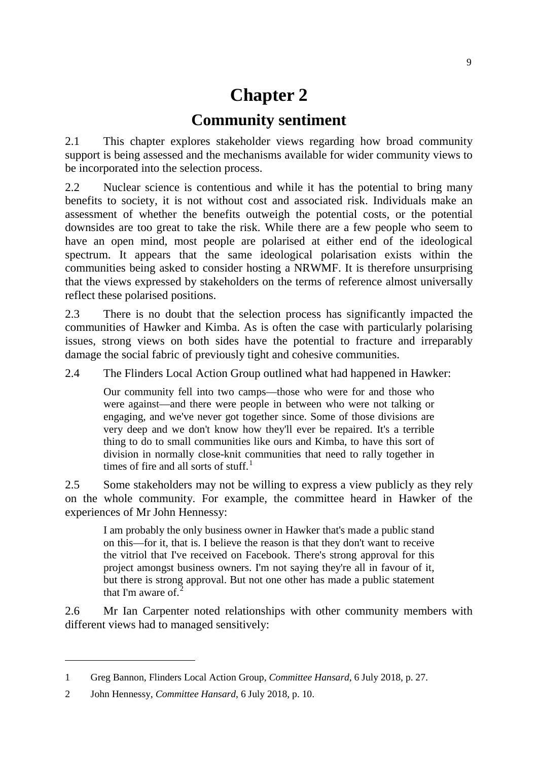# Chapter 2

## Community sentiment

2.1 This chapter explores stakeholder views regarding how broad community support is being assessed and the mechanisms available for wider community views to be incorporated into the selection process.

2.2 Nuclear science is contentious and while it has the potential to bring many benefits to society, it is not without cost and associated risk. Individuals make an assessment of whether the benefits outweigh the potential costs, or the potential downsides are too great to take the risk. While there are a few people who seem to have an open mind, most people are polarised at either end of the ideological spectrum. It appears that the same ideological polarisation exists within the communities being asked to consider hosting a NRWMF. It is therefore unsurprising that the views expressed by stakeholders on the terms of reference almost universally reflect these polarised positions.

2.3 There is no doubt that the selection process has significantly impacted the communities of Hawker and Kimba. As is often the case with particularly polarising issues, strong views on both sides have the potential to fracture and irreparably damage the social fabric of previously tight and cohesive communities.

2.4 The Flinders Local Action Group outlined what had happened in Hawker:

> Our community fell into two camps—those who were for and those who were against—and there were people in between who were not talking or engaging, and we've never got together since. Some of those divisions are very deep and we don't know how they'll ever be repaired. It's a terrible thing to do to small communities like ours and Kimba, to have this sort of division in normally close-knit communities that need to rally together in times of fire and all sorts of stuff.[1]

2.5 Some stakeholders may not be willing to express a view publicly as they rely on the whole community. For example, the committee heard in Hawker of the experiences of Mr John Hennessy:

> I am probably the only business owner in Hawker that's made a public stand on this—for it, that is. I believe the reason is that they don't want to receive the vitriol that I've received on Facebook. There's strong approval for this project amongst business owners. I'm not saying they're all in favour of it, but there is strong approval. But not one other has made a public statement that I'm aware of.[2]

2.6 Mr Ian Carpenter noted relationships with other community members with different views had to managed sensitively:

---

1 Greg Bannon, Flinders Local Action Group, *Committee Hansard*, 6 July 2018, p. 27.

2 John Hennessy, *Committee Hansard*, 6 July 2018, p. 10.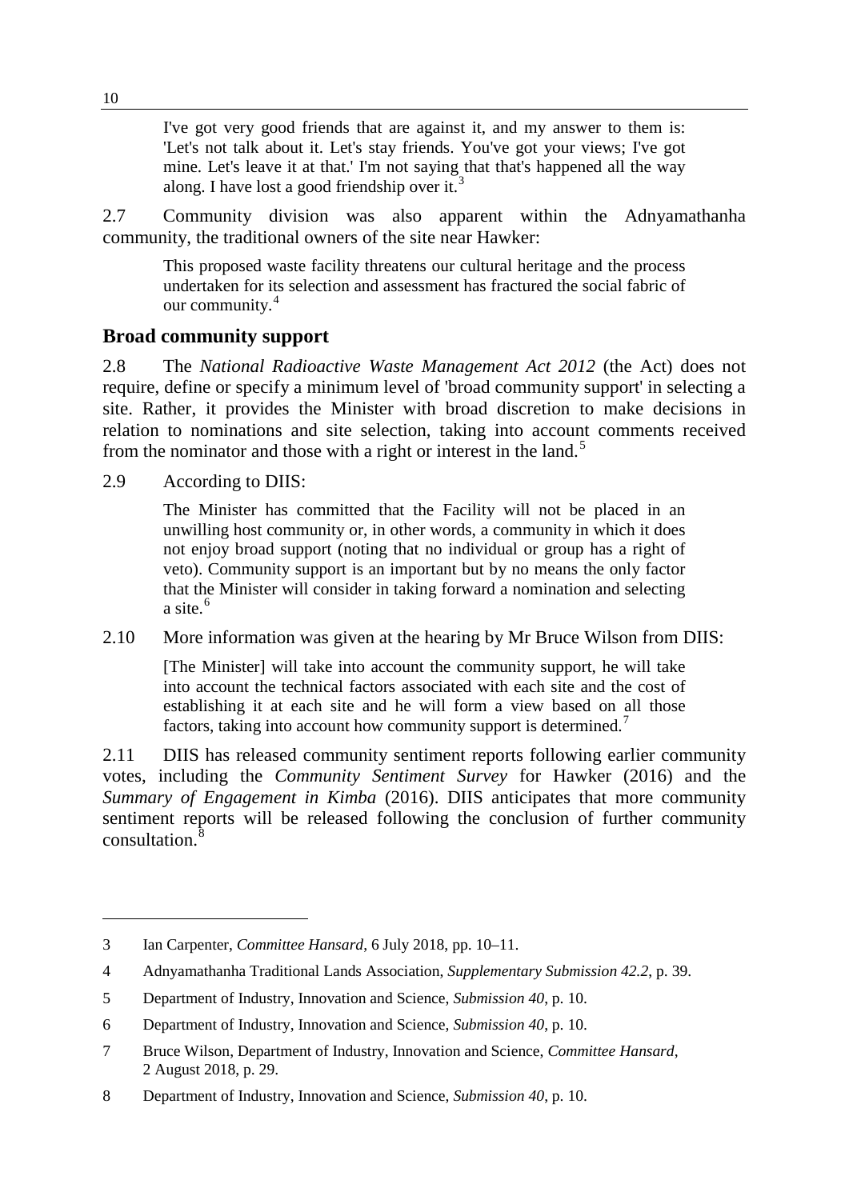> I've got very good friends that are against it, and my answer to them is: 'Let's not talk about it. Let's stay friends. You've got your views; I've got mine. Let's leave it at that.' I'm not saying that that's happened all the way along. I have lost a good friendship over it.[3]

2.7 Community division was also apparent within the Adnyamathanha community, the traditional owners of the site near Hawker:

> This proposed waste facility threatens our cultural heritage and the process undertaken for its selection and assessment has fractured the social fabric of our community.[4]

## Broad community support

2.8 The *National Radioactive Waste Management Act 2012* (the Act) does not require, define or specify a minimum level of 'broad community support' in selecting a site. Rather, it provides the Minister with broad discretion to make decisions in relation to nominations and site selection, taking into account comments received from the nominator and those with a right or interest in the land.[5]

2.9 According to DIIS:

> The Minister has committed that the Facility will not be placed in an unwilling host community or, in other words, a community in which it does not enjoy broad support (noting that no individual or group has a right of veto). Community support is an important but by no means the only factor that the Minister will consider in taking forward a nomination and selecting a site.[6]

2.10 More information was given at the hearing by Mr Bruce Wilson from DIIS:

> [The Minister] will take into account the community support, he will take into account the technical factors associated with each site and the cost of establishing it at each site and he will form a view based on all those factors, taking into account how community support is determined.[7]

2.11 DIIS has released community sentiment reports following earlier community votes, including the *Community Sentiment Survey* for Hawker (2016) and the *Summary of Engagement in Kimba* (2016). DIIS anticipates that more community sentiment reports will be released following the conclusion of further community consultation.[8]

---

3 Ian Carpenter, *Committee Hansard*, 6 July 2018, pp. 10–11.

4 Adnyamathanha Traditional Lands Association, *Supplementary Submission 42.2*, p. 39.

5 Department of Industry, Innovation and Science, *Submission 40*, p. 10.

6 Department of Industry, Innovation and Science, *Submission 40*, p. 10.

7 Bruce Wilson, Department of Industry, Innovation and Science, *Committee Hansard*, 2 August 2018, p. 29.

8 Department of Industry, Innovation and Science, *Submission 40*, p. 10.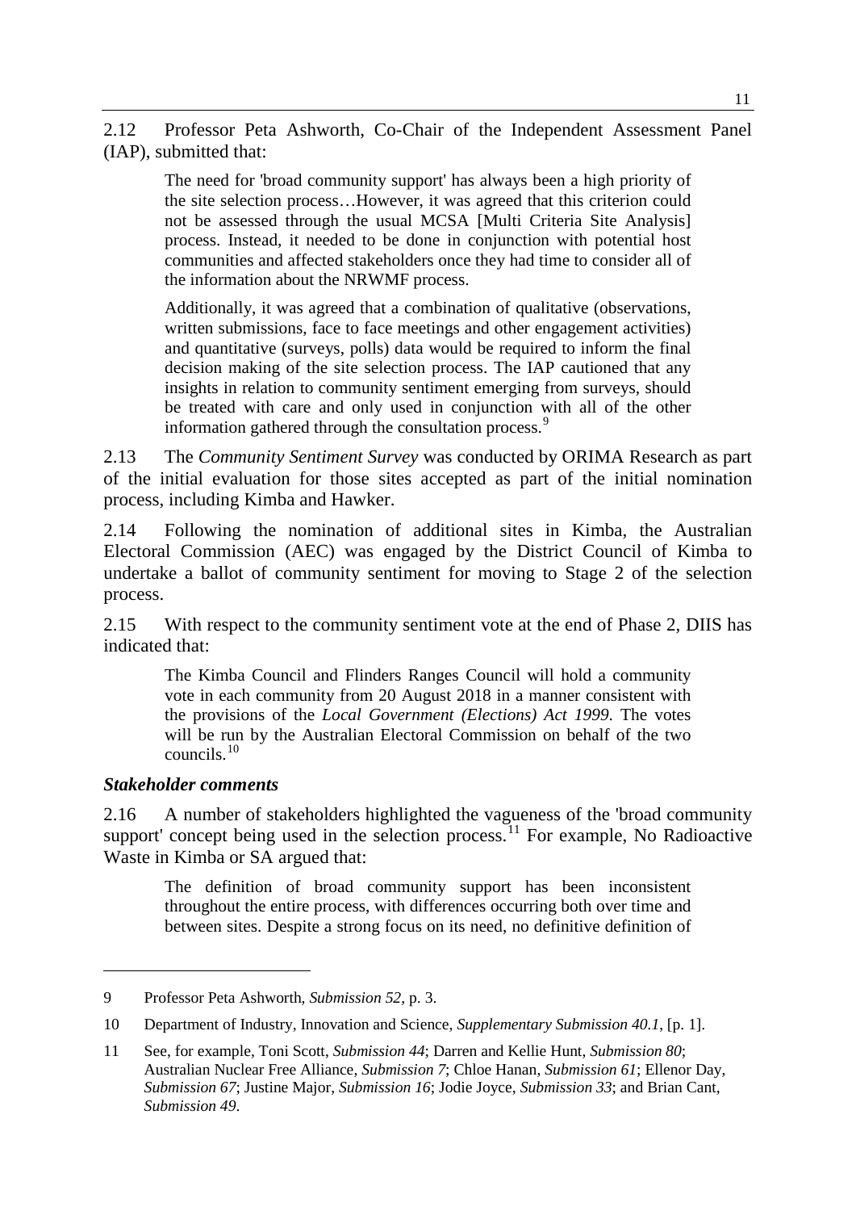2.12 Professor Peta Ashworth, Co-Chair of the Independent Assessment Panel (IAP), submitted that:

> The need for 'broad community support' has always been a high priority of the site selection process…However, it was agreed that this criterion could not be assessed through the usual MCSA [Multi Criteria Site Analysis] process. Instead, it needed to be done in conjunction with potential host communities and affected stakeholders once they had time to consider all of the information about the NRWMF process.
>
> Additionally, it was agreed that a combination of qualitative (observations, written submissions, face to face meetings and other engagement activities) and quantitative (surveys, polls) data would be required to inform the final decision making of the site selection process. The IAP cautioned that any insights in relation to community sentiment emerging from surveys, should be treated with care and only used in conjunction with all of the other information gathered through the consultation process.[9]

2.13 The *Community Sentiment Survey* was conducted by ORIMA Research as part of the initial evaluation for those sites accepted as part of the initial nomination process, including Kimba and Hawker.

2.14 Following the nomination of additional sites in Kimba, the Australian Electoral Commission (AEC) was engaged by the District Council of Kimba to undertake a ballot of community sentiment for moving to Stage 2 of the selection process.

2.15 With respect to the community sentiment vote at the end of Phase 2, DIIS has indicated that:

> The Kimba Council and Flinders Ranges Council will hold a community vote in each community from 20 August 2018 in a manner consistent with the provisions of the *Local Government (Elections) Act 1999*. The votes will be run by the Australian Electoral Commission on behalf of the two councils.[10]

### *Stakeholder comments*

2.16 A number of stakeholders highlighted the vagueness of the 'broad community support' concept being used in the selection process.[11] For example, No Radioactive Waste in Kimba or SA argued that:

> The definition of broad community support has been inconsistent throughout the entire process, with differences occurring both over time and between sites. Despite a strong focus on its need, no definitive definition of

---

9 Professor Peta Ashworth, *Submission 52*, p. 3.

10 Department of Industry, Innovation and Science, *Supplementary Submission 40.1*, [p. 1].

11 See, for example, Toni Scott, *Submission 44*; Darren and Kellie Hunt, *Submission 80*; Australian Nuclear Free Alliance, *Submission 7*; Chloe Hanan, *Submission 61*; Ellenor Day, *Submission 67*; Justine Major, *Submission 16*; Jodie Joyce, *Submission 33*; and Brian Cant, *Submission 49*.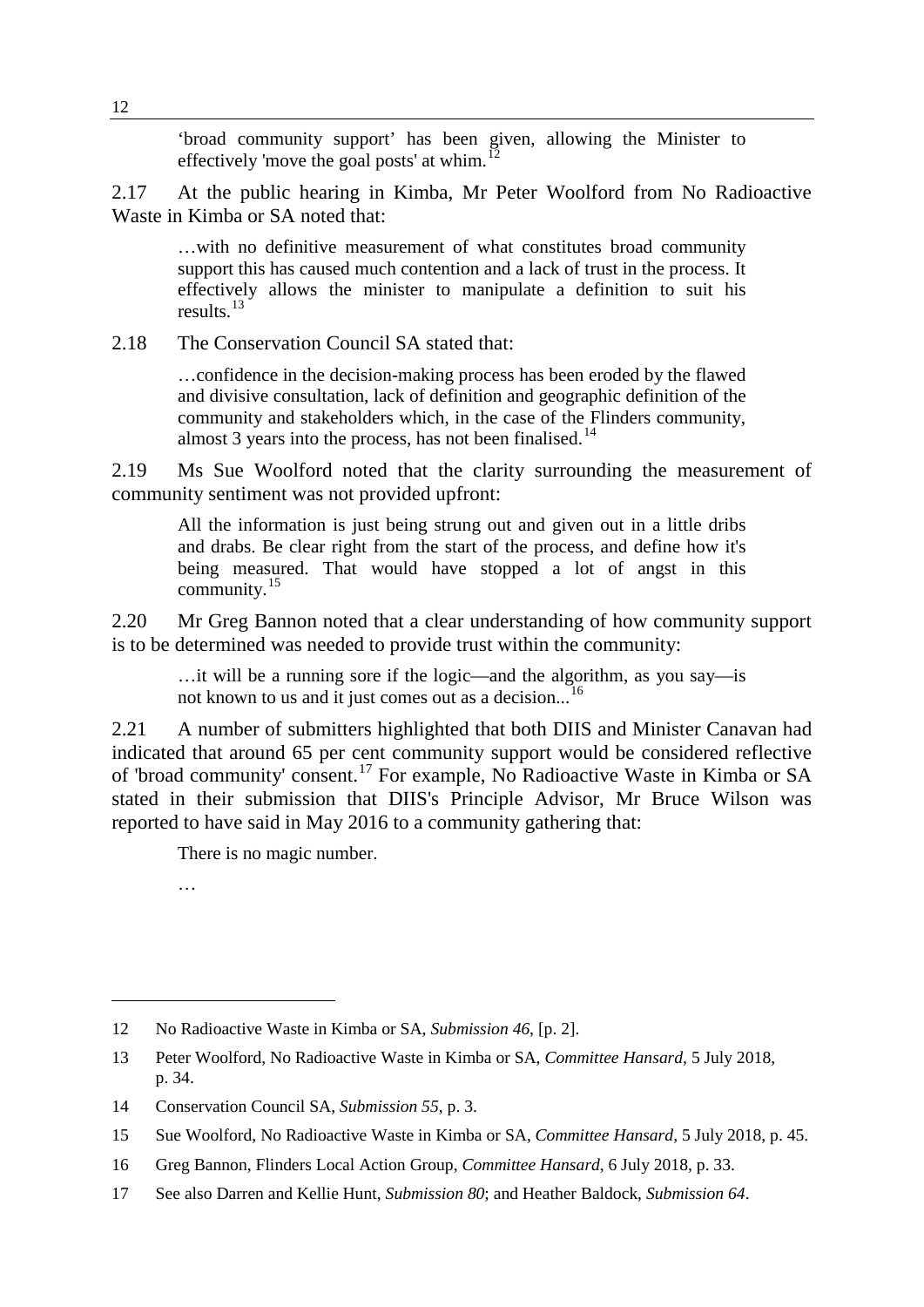> 'broad community support' has been given, allowing the Minister to effectively 'move the goal posts' at whim.[12]

2.17 At the public hearing in Kimba, Mr Peter Woolford from No Radioactive Waste in Kimba or SA noted that:

> …with no definitive measurement of what constitutes broad community support this has caused much contention and a lack of trust in the process. It effectively allows the minister to manipulate a definition to suit his results.[13]

2.18 The Conservation Council SA stated that:

> …confidence in the decision-making process has been eroded by the flawed and divisive consultation, lack of definition and geographic definition of the community and stakeholders which, in the case of the Flinders community, almost 3 years into the process, has not been finalised.[14]

2.19 Ms Sue Woolford noted that the clarity surrounding the measurement of community sentiment was not provided upfront:

> All the information is just being strung out and given out in a little dribs and drabs. Be clear right from the start of the process, and define how it's being measured. That would have stopped a lot of angst in this community.[15]

2.20 Mr Greg Bannon noted that a clear understanding of how community support is to be determined was needed to provide trust within the community:

> …it will be a running sore if the logic—and the algorithm, as you say—is not known to us and it just comes out as a decision...[16]

2.21 A number of submitters highlighted that both DIIS and Minister Canavan had indicated that around 65 per cent community support would be considered reflective of 'broad community' consent.[17] For example, No Radioactive Waste in Kimba or SA stated in their submission that DIIS's Principle Advisor, Mr Bruce Wilson was reported to have said in May 2016 to a community gathering that:

> There is no magic number.
>
> …

---

12 No Radioactive Waste in Kimba or SA, *Submission 46*, [p. 2].

13 Peter Woolford, No Radioactive Waste in Kimba or SA, *Committee Hansard*, 5 July 2018, p. 34.

14 Conservation Council SA, *Submission 55*, p. 3.

15 Sue Woolford, No Radioactive Waste in Kimba or SA, *Committee Hansard*, 5 July 2018, p. 45.

16 Greg Bannon, Flinders Local Action Group, *Committee Hansard*, 6 July 2018, p. 33.

17 See also Darren and Kellie Hunt, *Submission 80*; and Heather Baldock, *Submission 64*.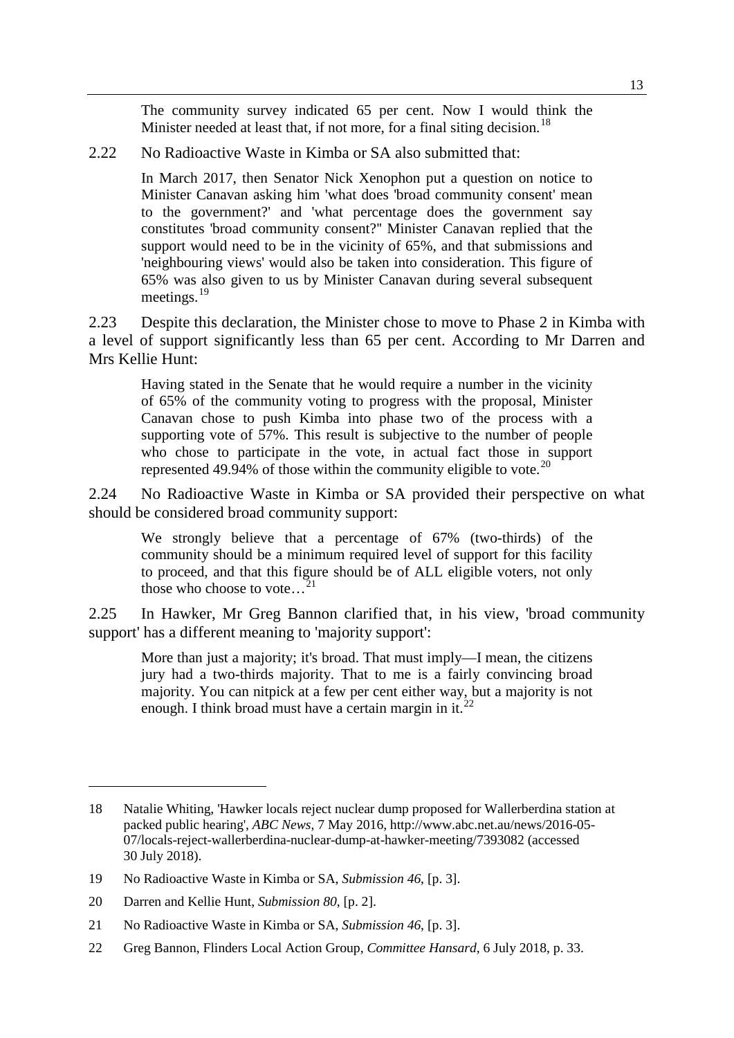> The community survey indicated 65 per cent. Now I would think the Minister needed at least that, if not more, for a final siting decision.[18]

2.22 No Radioactive Waste in Kimba or SA also submitted that:

> In March 2017, then Senator Nick Xenophon put a question on notice to Minister Canavan asking him 'what does 'broad community consent' mean to the government?' and 'what percentage does the government say constitutes 'broad community consent?'' Minister Canavan replied that the support would need to be in the vicinity of 65%, and that submissions and 'neighbouring views' would also be taken into consideration. This figure of 65% was also given to us by Minister Canavan during several subsequent meetings.[19]

2.23 Despite this declaration, the Minister chose to move to Phase 2 in Kimba with a level of support significantly less than 65 per cent. According to Mr Darren and Mrs Kellie Hunt:

> Having stated in the Senate that he would require a number in the vicinity of 65% of the community voting to progress with the proposal, Minister Canavan chose to push Kimba into phase two of the process with a supporting vote of 57%. This result is subjective to the number of people who chose to participate in the vote, in actual fact those in support represented 49.94% of those within the community eligible to vote.[20]

2.24 No Radioactive Waste in Kimba or SA provided their perspective on what should be considered broad community support:

> We strongly believe that a percentage of 67% (two-thirds) of the community should be a minimum required level of support for this facility to proceed, and that this figure should be of ALL eligible voters, not only those who choose to vote…[21]

2.25 In Hawker, Mr Greg Bannon clarified that, in his view, 'broad community support' has a different meaning to 'majority support':

> More than just a majority; it's broad. That must imply—I mean, the citizens jury had a two-thirds majority. That to me is a fairly convincing broad majority. You can nitpick at a few per cent either way, but a majority is not enough. I think broad must have a certain margin in it.[22]

---

18 Natalie Whiting, 'Hawker locals reject nuclear dump proposed for Wallerberdina station at packed public hearing', *ABC News*, 7 May 2016, http://www.abc.net.au/news/2016-05-07/locals-reject-wallerberdina-nuclear-dump-at-hawker-meeting/7393082 (accessed 30 July 2018).

19 No Radioactive Waste in Kimba or SA, *Submission 46*, [p. 3].

20 Darren and Kellie Hunt, *Submission 80*, [p. 2].

21 No Radioactive Waste in Kimba or SA, *Submission 46*, [p. 3].

22 Greg Bannon, Flinders Local Action Group, *Committee Hansard*, 6 July 2018, p. 33.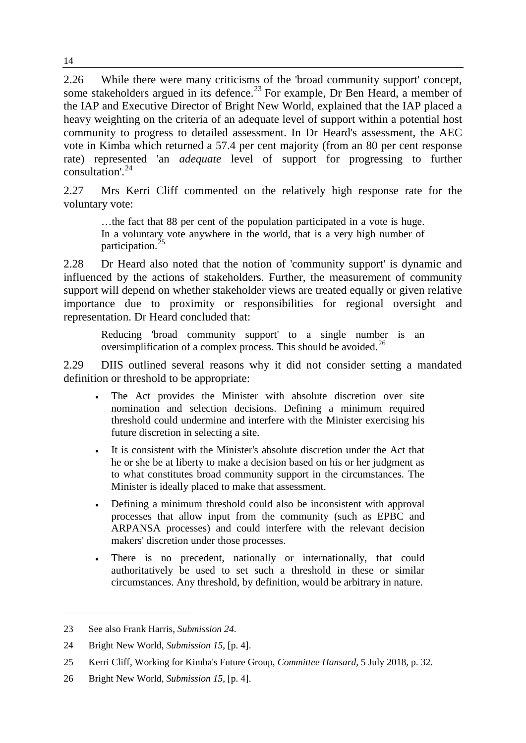2.26 While there were many criticisms of the 'broad community support' concept, some stakeholders argued in its defence.[23] For example, Dr Ben Heard, a member of the IAP and Executive Director of Bright New World, explained that the IAP placed a heavy weighting on the criteria of an adequate level of support within a potential host community to progress to detailed assessment. In Dr Heard's assessment, the AEC vote in Kimba which returned a 57.4 per cent majority (from an 80 per cent response rate) represented 'an *adequate* level of support for progressing to further consultation'.[24]

2.27 Mrs Kerri Cliff commented on the relatively high response rate for the voluntary vote:

> …the fact that 88 per cent of the population participated in a vote is huge. In a voluntary vote anywhere in the world, that is a very high number of participation.[25]

2.28 Dr Heard also noted that the notion of 'community support' is dynamic and influenced by the actions of stakeholders. Further, the measurement of community support will depend on whether stakeholder views are treated equally or given relative importance due to proximity or responsibilities for regional oversight and representation. Dr Heard concluded that:

> Reducing 'broad community support' to a single number is an oversimplification of a complex process. This should be avoided.[26]

2.29 DIIS outlined several reasons why it did not consider setting a mandated definition or threshold to be appropriate:

- The Act provides the Minister with absolute discretion over site nomination and selection decisions. Defining a minimum required threshold could undermine and interfere with the Minister exercising his future discretion in selecting a site.
- It is consistent with the Minister's absolute discretion under the Act that he or she be at liberty to make a decision based on his or her judgment as to what constitutes broad community support in the circumstances. The Minister is ideally placed to make that assessment.
- Defining a minimum threshold could also be inconsistent with approval processes that allow input from the community (such as EPBC and ARPANSA processes) and could interfere with the relevant decision makers' discretion under those processes.
- There is no precedent, nationally or internationally, that could authoritatively be used to set such a threshold in these or similar circumstances. Any threshold, by definition, would be arbitrary in nature.

---

23 See also Frank Harris, *Submission 24*.

24 Bright New World, *Submission 15*, [p. 4].

25 Kerri Cliff, Working for Kimba's Future Group, *Committee Hansard*, 5 July 2018, p. 32.

26 Bright New World, *Submission 15*, [p. 4].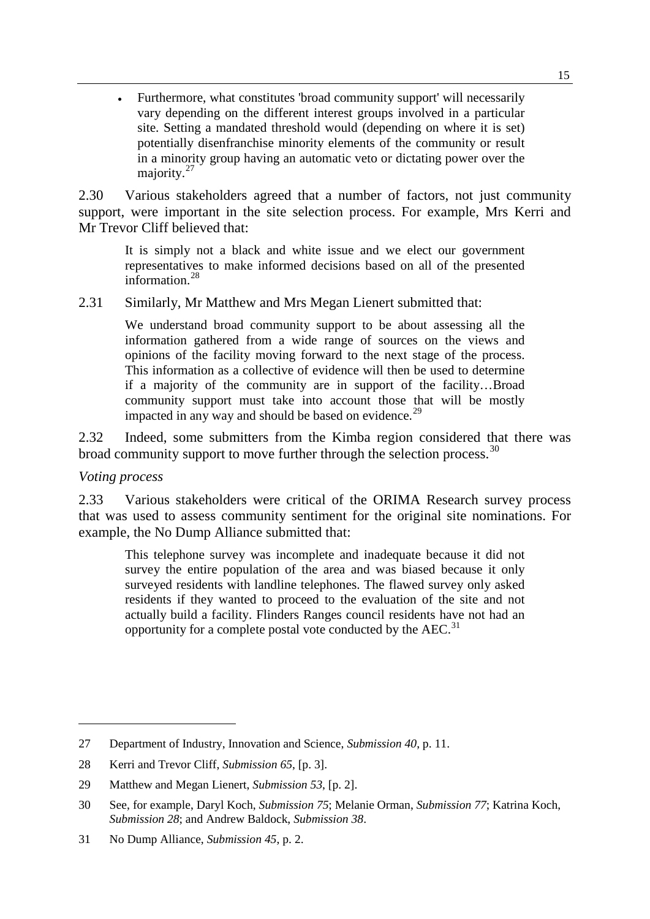- Furthermore, what constitutes 'broad community support' will necessarily vary depending on the different interest groups involved in a particular site. Setting a mandated threshold would (depending on where it is set) potentially disenfranchise minority elements of the community or result in a minority group having an automatic veto or dictating power over the majority.[27]

2.30 Various stakeholders agreed that a number of factors, not just community support, were important in the site selection process. For example, Mrs Kerri and Mr Trevor Cliff believed that:

> It is simply not a black and white issue and we elect our government representatives to make informed decisions based on all of the presented information.[28]

2.31 Similarly, Mr Matthew and Mrs Megan Lienert submitted that:

> We understand broad community support to be about assessing all the information gathered from a wide range of sources on the views and opinions of the facility moving forward to the next stage of the process. This information as a collective of evidence will then be used to determine if a majority of the community are in support of the facility…Broad community support must take into account those that will be mostly impacted in any way and should be based on evidence.[29]

2.32 Indeed, some submitters from the Kimba region considered that there was broad community support to move further through the selection process.[30]

*Voting process*

2.33 Various stakeholders were critical of the ORIMA Research survey process that was used to assess community sentiment for the original site nominations. For example, the No Dump Alliance submitted that:

> This telephone survey was incomplete and inadequate because it did not survey the entire population of the area and was biased because it only surveyed residents with landline telephones. The flawed survey only asked residents if they wanted to proceed to the evaluation of the site and not actually build a facility. Flinders Ranges council residents have not had an opportunity for a complete postal vote conducted by the AEC.[31]

---

27 Department of Industry, Innovation and Science, *Submission 40*, p. 11.

28 Kerri and Trevor Cliff, *Submission 65*, [p. 3].

29 Matthew and Megan Lienert, *Submission 53*, [p. 2].

30 See, for example, Daryl Koch, *Submission 75*; Melanie Orman, *Submission 77*; Katrina Koch, *Submission 28*; and Andrew Baldock, *Submission 38*.

31 No Dump Alliance, *Submission 45*, p. 2.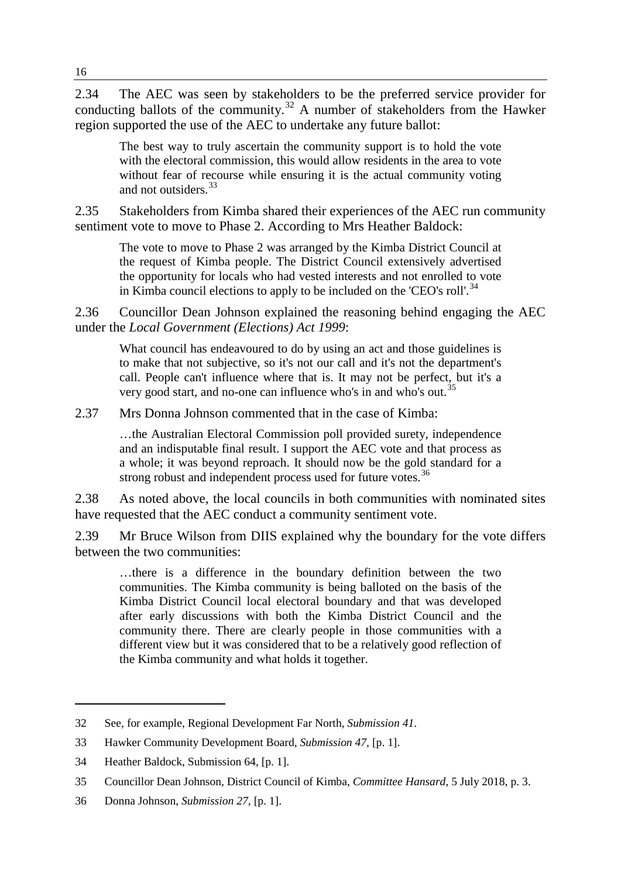2.34 The AEC was seen by stakeholders to be the preferred service provider for conducting ballots of the community.[32] A number of stakeholders from the Hawker region supported the use of the AEC to undertake any future ballot:

> The best way to truly ascertain the community support is to hold the vote with the electoral commission, this would allow residents in the area to vote without fear of recourse while ensuring it is the actual community voting and not outsiders.[33]

2.35 Stakeholders from Kimba shared their experiences of the AEC run community sentiment vote to move to Phase 2. According to Mrs Heather Baldock:

> The vote to move to Phase 2 was arranged by the Kimba District Council at the request of Kimba people. The District Council extensively advertised the opportunity for locals who had vested interests and not enrolled to vote in Kimba council elections to apply to be included on the 'CEO's roll'.[34]

2.36 Councillor Dean Johnson explained the reasoning behind engaging the AEC under the *Local Government (Elections) Act 1999*:

> What council has endeavoured to do by using an act and those guidelines is to make that not subjective, so it's not our call and it's not the department's call. People can't influence where that is. It may not be perfect, but it's a very good start, and no-one can influence who's in and who's out.[35]

2.37 Mrs Donna Johnson commented that in the case of Kimba:

> …the Australian Electoral Commission poll provided surety, independence and an indisputable final result. I support the AEC vote and that process as a whole; it was beyond reproach. It should now be the gold standard for a strong robust and independent process used for future votes.[36]

2.38 As noted above, the local councils in both communities with nominated sites have requested that the AEC conduct a community sentiment vote.

2.39 Mr Bruce Wilson from DIIS explained why the boundary for the vote differs between the two communities:

> …there is a difference in the boundary definition between the two communities. The Kimba community is being balloted on the basis of the Kimba District Council local electoral boundary and that was developed after early discussions with both the Kimba District Council and the community there. There are clearly people in those communities with a different view but it was considered that to be a relatively good reflection of the Kimba community and what holds it together.

---

32 See, for example, Regional Development Far North, *Submission 41*.

33 Hawker Community Development Board, *Submission 47*, [p. 1].

34 Heather Baldock, Submission 64, [p. 1].

35 Councillor Dean Johnson, District Council of Kimba, *Committee Hansard*, 5 July 2018, p. 3.

36 Donna Johnson, *Submission 27*, [p. 1].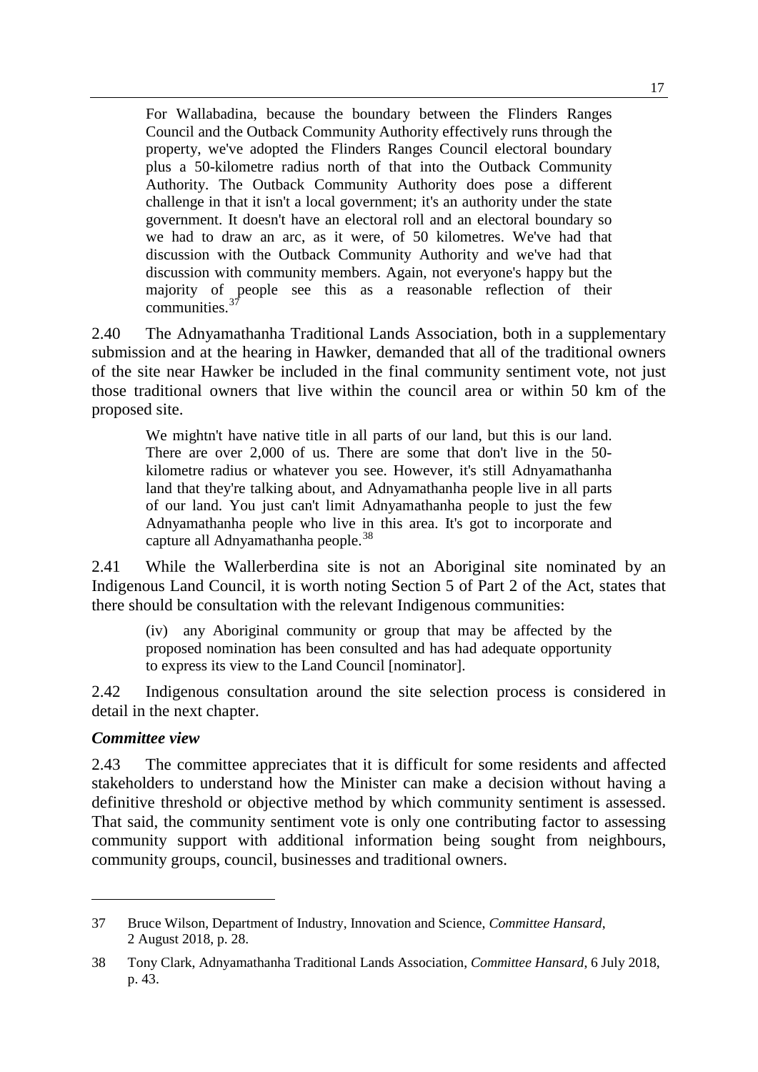> For Wallabadina, because the boundary between the Flinders Ranges Council and the Outback Community Authority effectively runs through the property, we've adopted the Flinders Ranges Council electoral boundary plus a 50-kilometre radius north of that into the Outback Community Authority. The Outback Community Authority does pose a different challenge in that it isn't a local government; it's an authority under the state government. It doesn't have an electoral roll and an electoral boundary so we had to draw an arc, as it were, of 50 kilometres. We've had that discussion with the Outback Community Authority and we've had that discussion with community members. Again, not everyone's happy but the majority of people see this as a reasonable reflection of their communities.[37]

2.40 The Adnyamathanha Traditional Lands Association, both in a supplementary submission and at the hearing in Hawker, demanded that all of the traditional owners of the site near Hawker be included in the final community sentiment vote, not just those traditional owners that live within the council area or within 50 km of the proposed site.

> We mightn't have native title in all parts of our land, but this is our land. There are over 2,000 of us. There are some that don't live in the 50-kilometre radius or whatever you see. However, it's still Adnyamathanha land that they're talking about, and Adnyamathanha people live in all parts of our land. You just can't limit Adnyamathanha people to just the few Adnyamathanha people who live in this area. It's got to incorporate and capture all Adnyamathanha people.[38]

2.41 While the Wallerberdina site is not an Aboriginal site nominated by an Indigenous Land Council, it is worth noting Section 5 of Part 2 of the Act, states that there should be consultation with the relevant Indigenous communities:

> (iv) any Aboriginal community or group that may be affected by the proposed nomination has been consulted and has had adequate opportunity to express its view to the Land Council [nominator].

2.42 Indigenous consultation around the site selection process is considered in detail in the next chapter.

### *Committee view*

2.43 The committee appreciates that it is difficult for some residents and affected stakeholders to understand how the Minister can make a decision without having a definitive threshold or objective method by which community sentiment is assessed. That said, the community sentiment vote is only one contributing factor to assessing community support with additional information being sought from neighbours, community groups, council, businesses and traditional owners.

---

37 Bruce Wilson, Department of Industry, Innovation and Science, *Committee Hansard*, 2 August 2018, p. 28.

38 Tony Clark, Adnyamathanha Traditional Lands Association, *Committee Hansard*, 6 July 2018, p. 43.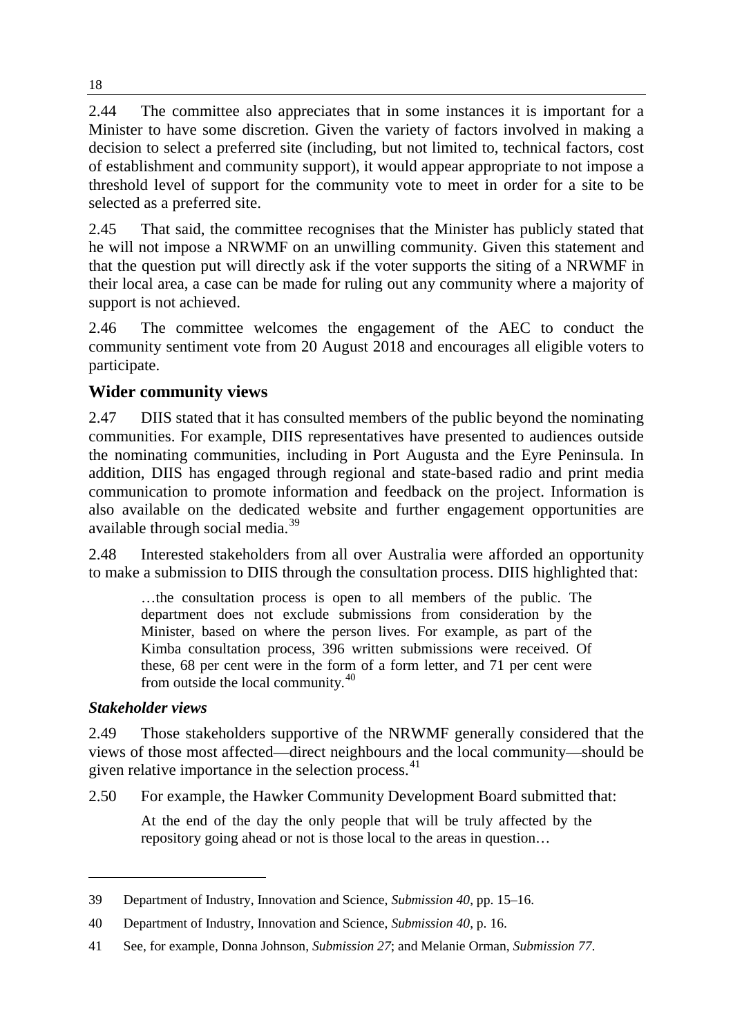2.44 The committee also appreciates that in some instances it is important for a Minister to have some discretion. Given the variety of factors involved in making a decision to select a preferred site (including, but not limited to, technical factors, cost of establishment and community support), it would appear appropriate to not impose a threshold level of support for the community vote to meet in order for a site to be selected as a preferred site.

2.45 That said, the committee recognises that the Minister has publicly stated that he will not impose a NRWMF on an unwilling community. Given this statement and that the question put will directly ask if the voter supports the siting of a NRWMF in their local area, a case can be made for ruling out any community where a majority of support is not achieved.

2.46 The committee welcomes the engagement of the AEC to conduct the community sentiment vote from 20 August 2018 and encourages all eligible voters to participate.

## Wider community views

2.47 DIIS stated that it has consulted members of the public beyond the nominating communities. For example, DIIS representatives have presented to audiences outside the nominating communities, including in Port Augusta and the Eyre Peninsula. In addition, DIIS has engaged through regional and state-based radio and print media communication to promote information and feedback on the project. Information is also available on the dedicated website and further engagement opportunities are available through social media.[39]

2.48 Interested stakeholders from all over Australia were afforded an opportunity to make a submission to DIIS through the consultation process. DIIS highlighted that:

> …the consultation process is open to all members of the public. The department does not exclude submissions from consideration by the Minister, based on where the person lives. For example, as part of the Kimba consultation process, 396 written submissions were received. Of these, 68 per cent were in the form of a form letter, and 71 per cent were from outside the local community.[40]

### *Stakeholder views*

2.49 Those stakeholders supportive of the NRWMF generally considered that the views of those most affected—direct neighbours and the local community—should be given relative importance in the selection process.[41]

2.50 For example, the Hawker Community Development Board submitted that:

> At the end of the day the only people that will be truly affected by the repository going ahead or not is those local to the areas in question…

---

39 Department of Industry, Innovation and Science, *Submission 40*, pp. 15–16.

40 Department of Industry, Innovation and Science, *Submission 40*, p. 16.

41 See, for example, Donna Johnson, *Submission 27*; and Melanie Orman, *Submission 77*.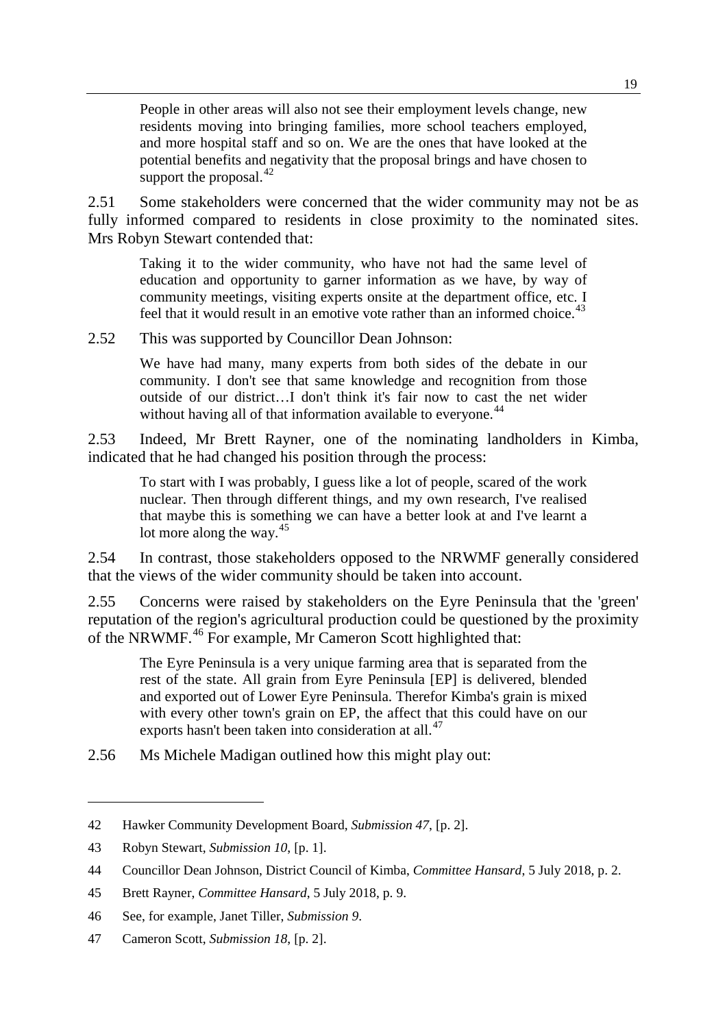> People in other areas will also not see their employment levels change, new residents moving into bringing families, more school teachers employed, and more hospital staff and so on. We are the ones that have looked at the potential benefits and negativity that the proposal brings and have chosen to support the proposal.[42]

2.51 Some stakeholders were concerned that the wider community may not be as fully informed compared to residents in close proximity to the nominated sites. Mrs Robyn Stewart contended that:

> Taking it to the wider community, who have not had the same level of education and opportunity to garner information as we have, by way of community meetings, visiting experts onsite at the department office, etc. I feel that it would result in an emotive vote rather than an informed choice.[43]

2.52 This was supported by Councillor Dean Johnson:

> We have had many, many experts from both sides of the debate in our community. I don't see that same knowledge and recognition from those outside of our district…I don't think it's fair now to cast the net wider without having all of that information available to everyone.[44]

2.53 Indeed, Mr Brett Rayner, one of the nominating landholders in Kimba, indicated that he had changed his position through the process:

> To start with I was probably, I guess like a lot of people, scared of the work nuclear. Then through different things, and my own research, I've realised that maybe this is something we can have a better look at and I've learnt a lot more along the way.[45]

2.54 In contrast, those stakeholders opposed to the NRWMF generally considered that the views of the wider community should be taken into account.

2.55 Concerns were raised by stakeholders on the Eyre Peninsula that the 'green' reputation of the region's agricultural production could be questioned by the proximity of the NRWMF.[46] For example, Mr Cameron Scott highlighted that:

> The Eyre Peninsula is a very unique farming area that is separated from the rest of the state. All grain from Eyre Peninsula [EP] is delivered, blended and exported out of Lower Eyre Peninsula. Therefor Kimba's grain is mixed with every other town's grain on EP, the affect that this could have on our exports hasn't been taken into consideration at all.[47]

2.56 Ms Michele Madigan outlined how this might play out:

---

42 Hawker Community Development Board, *Submission 47*, [p. 2].

43 Robyn Stewart, *Submission 10*, [p. 1].

44 Councillor Dean Johnson, District Council of Kimba, *Committee Hansard*, 5 July 2018, p. 2.

45 Brett Rayner, *Committee Hansard*, 5 July 2018, p. 9.

46 See, for example, Janet Tiller, *Submission 9*.

47 Cameron Scott, *Submission 18*, [p. 2].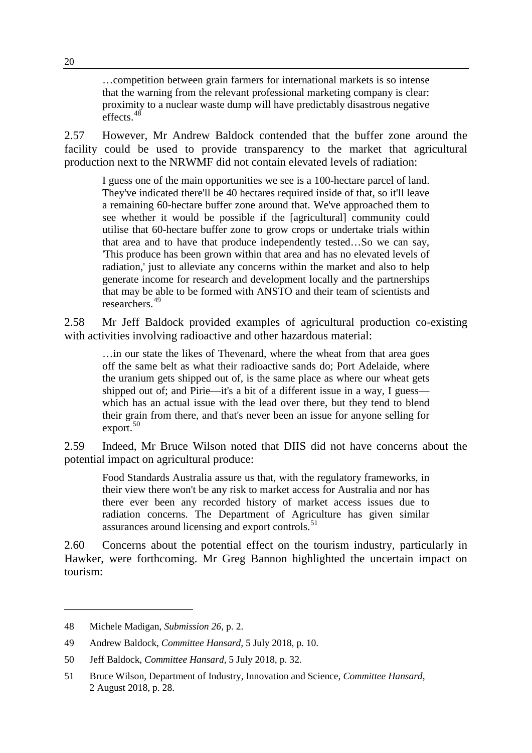> …competition between grain farmers for international markets is so intense that the warning from the relevant professional marketing company is clear: proximity to a nuclear waste dump will have predictably disastrous negative effects.[48]

2.57 However, Mr Andrew Baldock contended that the buffer zone around the facility could be used to provide transparency to the market that agricultural production next to the NRWMF did not contain elevated levels of radiation:

> I guess one of the main opportunities we see is a 100-hectare parcel of land. They've indicated there'll be 40 hectares required inside of that, so it'll leave a remaining 60-hectare buffer zone around that. We've approached them to see whether it would be possible if the [agricultural] community could utilise that 60-hectare buffer zone to grow crops or undertake trials within that area and to have that produce independently tested…So we can say, 'This produce has been grown within that area and has no elevated levels of radiation,' just to alleviate any concerns within the market and also to help generate income for research and development locally and the partnerships that may be able to be formed with ANSTO and their team of scientists and researchers.[49]

2.58 Mr Jeff Baldock provided examples of agricultural production co-existing with activities involving radioactive and other hazardous material:

> …in our state the likes of Thevenard, where the wheat from that area goes off the same belt as what their radioactive sands do; Port Adelaide, where the uranium gets shipped out of, is the same place as where our wheat gets shipped out of; and Pirie—it's a bit of a different issue in a way, I guess—which has an actual issue with the lead over there, but they tend to blend their grain from there, and that's never been an issue for anyone selling for export.[50]

2.59 Indeed, Mr Bruce Wilson noted that DIIS did not have concerns about the potential impact on agricultural produce:

> Food Standards Australia assure us that, with the regulatory frameworks, in their view there won't be any risk to market access for Australia and nor has there ever been any recorded history of market access issues due to radiation concerns. The Department of Agriculture has given similar assurances around licensing and export controls.[51]

2.60 Concerns about the potential effect on the tourism industry, particularly in Hawker, were forthcoming. Mr Greg Bannon highlighted the uncertain impact on tourism:

---

48 Michele Madigan, *Submission 26*, p. 2.

49 Andrew Baldock, *Committee Hansard*, 5 July 2018, p. 10.

50 Jeff Baldock, *Committee Hansard*, 5 July 2018, p. 32.

51 Bruce Wilson, Department of Industry, Innovation and Science, *Committee Hansard*, 2 August 2018, p. 28.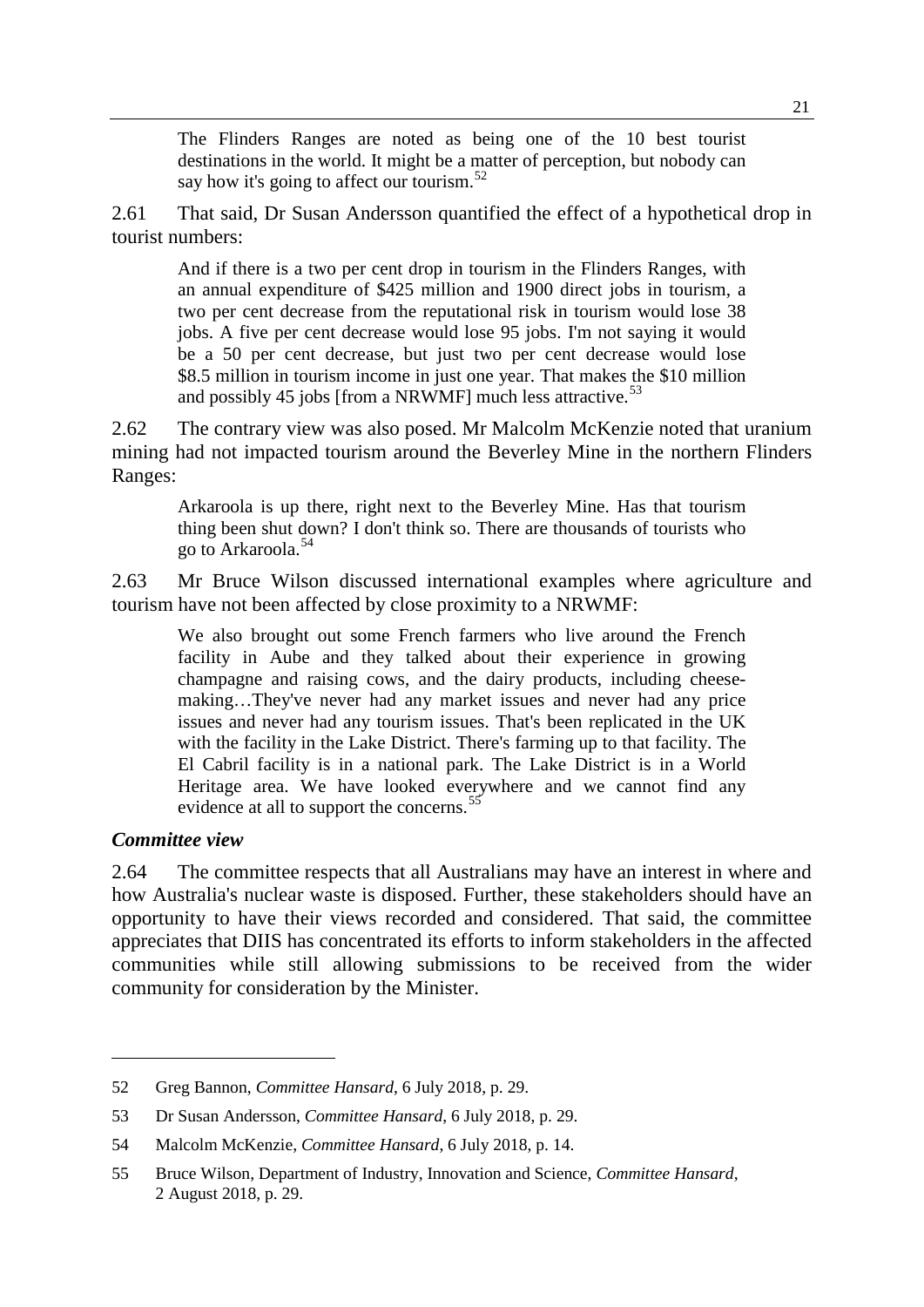> The Flinders Ranges are noted as being one of the 10 best tourist destinations in the world. It might be a matter of perception, but nobody can say how it's going to affect our tourism.[52]

2.61 That said, Dr Susan Andersson quantified the effect of a hypothetical drop in tourist numbers:

> And if there is a two per cent drop in tourism in the Flinders Ranges, with an annual expenditure of $425 million and 1900 direct jobs in tourism, a two per cent decrease from the reputational risk in tourism would lose 38 jobs. A five per cent decrease would lose 95 jobs. I'm not saying it would be a 50 per cent decrease, but just two per cent decrease would lose $8.5 million in tourism income in just one year. That makes the $10 million and possibly 45 jobs [from a NRWMF] much less attractive.[53]

2.62 The contrary view was also posed. Mr Malcolm McKenzie noted that uranium mining had not impacted tourism around the Beverley Mine in the northern Flinders Ranges:

> Arkaroola is up there, right next to the Beverley Mine. Has that tourism thing been shut down? I don't think so. There are thousands of tourists who go to Arkaroola.[54]

2.63 Mr Bruce Wilson discussed international examples where agriculture and tourism have not been affected by close proximity to a NRWMF:

> We also brought out some French farmers who live around the French facility in Aube and they talked about their experience in growing champagne and raising cows, and the dairy products, including cheese-making…They've never had any market issues and never had any price issues and never had any tourism issues. That's been replicated in the UK with the facility in the Lake District. There's farming up to that facility. The El Cabril facility is in a national park. The Lake District is in a World Heritage area. We have looked everywhere and we cannot find any evidence at all to support the concerns.[55]

### *Committee view*

2.64 The committee respects that all Australians may have an interest in where and how Australia's nuclear waste is disposed. Further, these stakeholders should have an opportunity to have their views recorded and considered. That said, the committee appreciates that DIIS has concentrated its efforts to inform stakeholders in the affected communities while still allowing submissions to be received from the wider community for consideration by the Minister.

---

52 Greg Bannon, *Committee Hansard*, 6 July 2018, p. 29.

53 Dr Susan Andersson, *Committee Hansard*, 6 July 2018, p. 29.

54 Malcolm McKenzie, *Committee Hansard*, 6 July 2018, p. 14.

55 Bruce Wilson, Department of Industry, Innovation and Science, *Committee Hansard*, 2 August 2018, p. 29.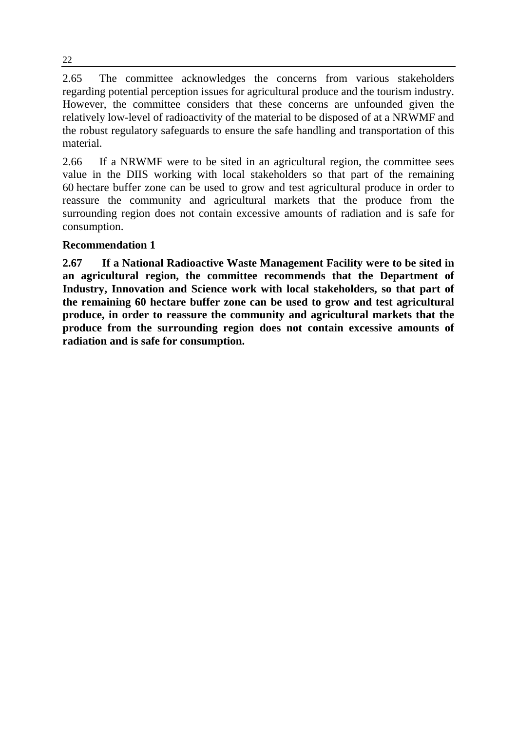2.65 The committee acknowledges the concerns from various stakeholders regarding potential perception issues for agricultural produce and the tourism industry. However, the committee considers that these concerns are unfounded given the relatively low-level of radioactivity of the material to be disposed of at a NRWMF and the robust regulatory safeguards to ensure the safe handling and transportation of this material.

2.66 If a NRWMF were to be sited in an agricultural region, the committee sees value in the DIIS working with local stakeholders so that part of the remaining 60 hectare buffer zone can be used to grow and test agricultural produce in order to reassure the community and agricultural markets that the produce from the surrounding region does not contain excessive amounts of radiation and is safe for consumption.

**Recommendation 1**

**2.67 If a National Radioactive Waste Management Facility were to be sited in an agricultural region, the committee recommends that the Department of Industry, Innovation and Science work with local stakeholders, so that part of the remaining 60 hectare buffer zone can be used to grow and test agricultural produce, in order to reassure the community and agricultural markets that the produce from the surrounding region does not contain excessive amounts of radiation and is safe for consumption.**